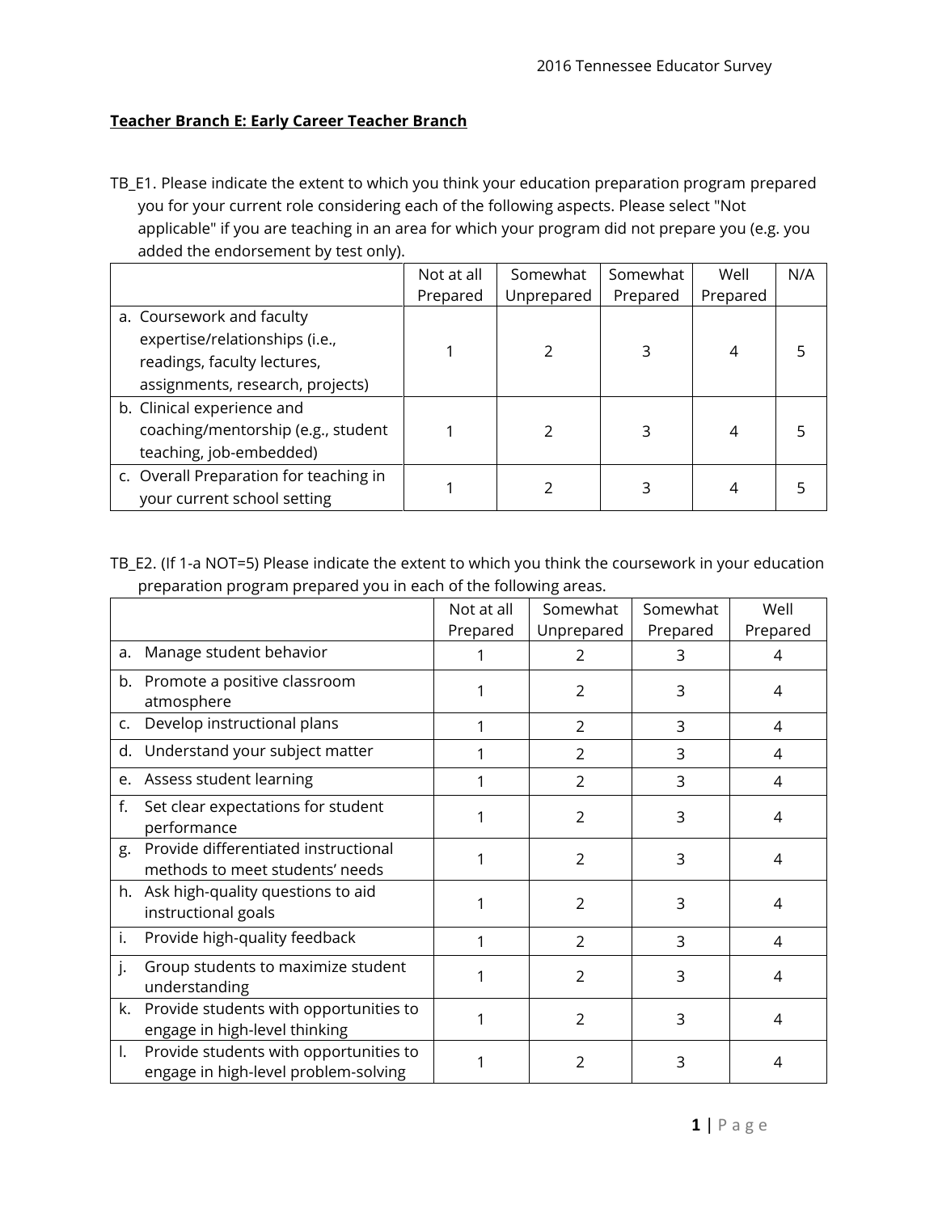**Teacher Branch E: Early Career Teacher Branch**

TB_E1. Please indicate the extent to which you think your education preparation program prepared you for your current role considering each of the following aspects. Please select "Not applicable" if you are teaching in an area for which your program did not prepare you (e.g. you added the endorsement by test only).

| | Not at all Prepared | Somewhat Unprepared | Somewhat Prepared | Well Prepared | N/A |
|---|---|---|---|---|---|
| a. Coursework and faculty expertise/relationships (i.e., readings, faculty lectures, assignments, research, projects) | 1 | 2 | 3 | 4 | 5 |
| b. Clinical experience and coaching/mentorship (e.g., student teaching, job-embedded) | 1 | 2 | 3 | 4 | 5 |
| c. Overall Preparation for teaching in your current school setting | 1 | 2 | 3 | 4 | 5 |

TB_E2. (If 1-a NOT=5) Please indicate the extent to which you think the coursework in your education preparation program prepared you in each of the following areas.

| | Not at all Prepared | Somewhat Unprepared | Somewhat Prepared | Well Prepared |
|---|---|---|---|---|
| a. Manage student behavior | 1 | 2 | 3 | 4 |
| b. Promote a positive classroom atmosphere | 1 | 2 | 3 | 4 |
| c. Develop instructional plans | 1 | 2 | 3 | 4 |
| d. Understand your subject matter | 1 | 2 | 3 | 4 |
| e. Assess student learning | 1 | 2 | 3 | 4 |
| f. Set clear expectations for student performance | 1 | 2 | 3 | 4 |
| g. Provide differentiated instructional methods to meet students' needs | 1 | 2 | 3 | 4 |
| h. Ask high-quality questions to aid instructional goals | 1 | 2 | 3 | 4 |
| i. Provide high-quality feedback | 1 | 2 | 3 | 4 |
| j. Group students to maximize student understanding | 1 | 2 | 3 | 4 |
| k. Provide students with opportunities to engage in high-level thinking | 1 | 2 | 3 | 4 |
| l. Provide students with opportunities to engage in high-level problem-solving | 1 | 2 | 3 | 4 |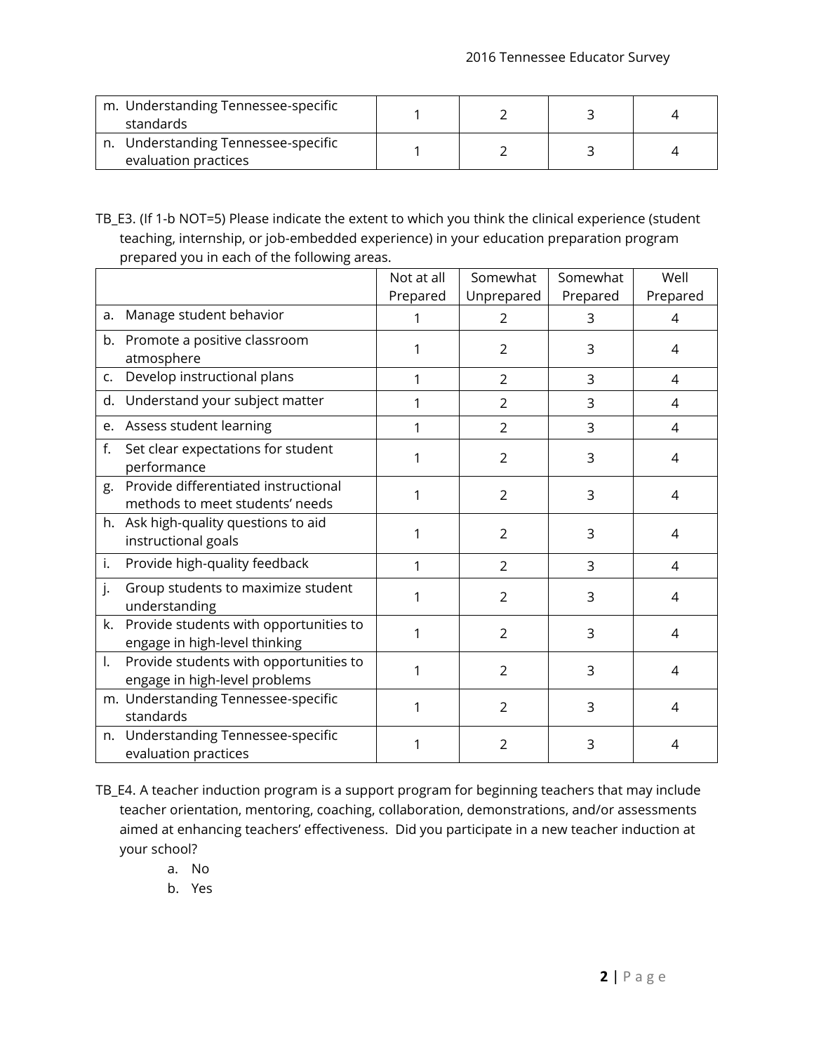| | | | | |
|---|---|---|---|---|
| m. Understanding Tennessee-specific standards | 1 | 2 | 3 | 4 |
| n. Understanding Tennessee-specific evaluation practices | 1 | 2 | 3 | 4 |

TB_E3. (If 1-b NOT=5) Please indicate the extent to which you think the clinical experience (student teaching, internship, or job-embedded experience) in your education preparation program prepared you in each of the following areas.

| | Not at all Prepared | Somewhat Unprepared | Somewhat Prepared | Well Prepared |
|---|---|---|---|---|
| a. Manage student behavior | 1 | 2 | 3 | 4 |
| b. Promote a positive classroom atmosphere | 1 | 2 | 3 | 4 |
| c. Develop instructional plans | 1 | 2 | 3 | 4 |
| d. Understand your subject matter | 1 | 2 | 3 | 4 |
| e. Assess student learning | 1 | 2 | 3 | 4 |
| f. Set clear expectations for student performance | 1 | 2 | 3 | 4 |
| g. Provide differentiated instructional methods to meet students' needs | 1 | 2 | 3 | 4 |
| h. Ask high-quality questions to aid instructional goals | 1 | 2 | 3 | 4 |
| i. Provide high-quality feedback | 1 | 2 | 3 | 4 |
| j. Group students to maximize student understanding | 1 | 2 | 3 | 4 |
| k. Provide students with opportunities to engage in high-level thinking | 1 | 2 | 3 | 4 |
| l. Provide students with opportunities to engage in high-level problems | 1 | 2 | 3 | 4 |
| m. Understanding Tennessee-specific standards | 1 | 2 | 3 | 4 |
| n. Understanding Tennessee-specific evaluation practices | 1 | 2 | 3 | 4 |

TB_E4. A teacher induction program is a support program for beginning teachers that may include teacher orientation, mentoring, coaching, collaboration, demonstrations, and/or assessments aimed at enhancing teachers' effectiveness. Did you participate in a new teacher induction at your school?

a. No
b. Yes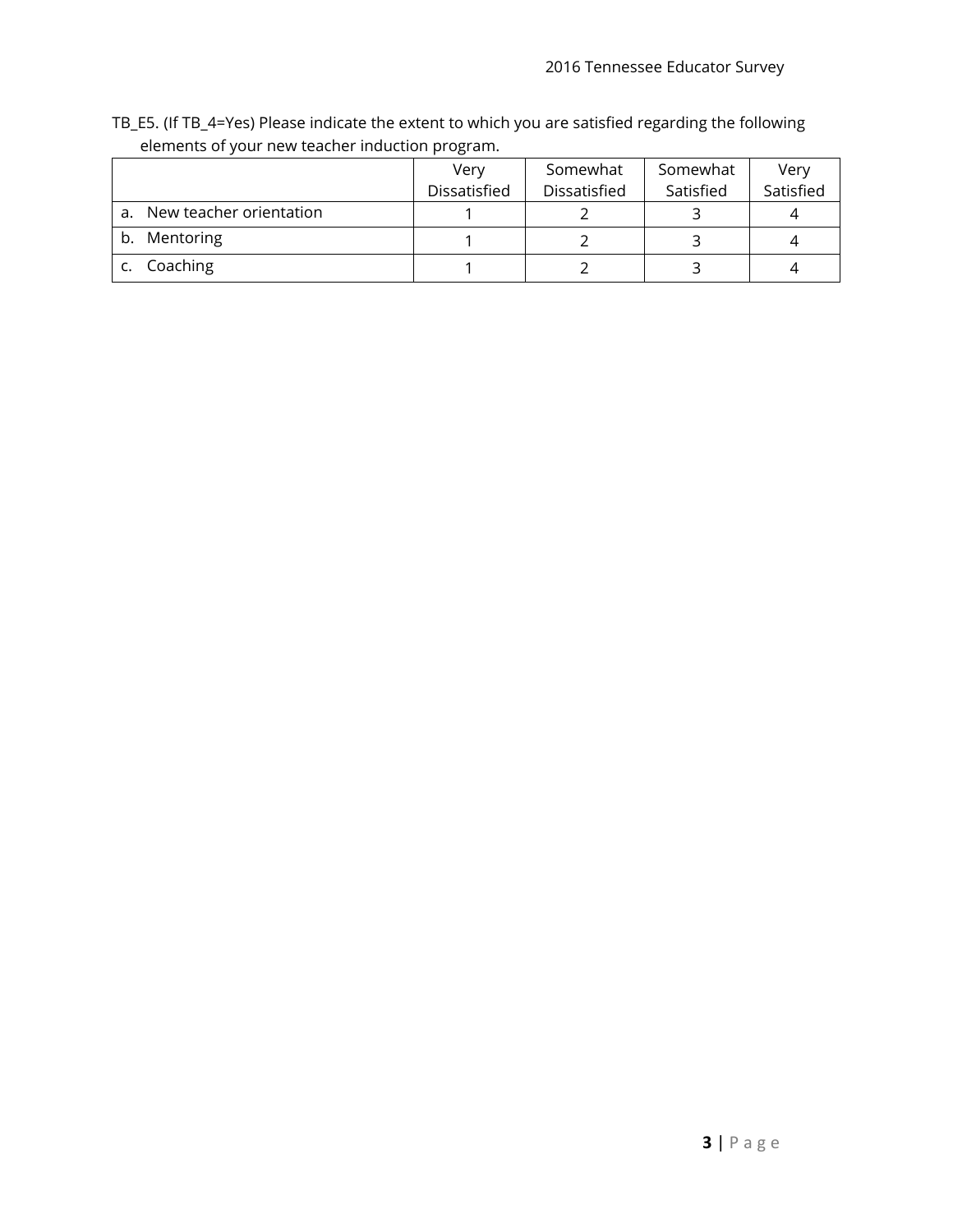TB_E5. (If TB_4=Yes) Please indicate the extent to which you are satisfied regarding the following elements of your new teacher induction program.

| | Very Dissatisfied | Somewhat Dissatisfied | Somewhat Satisfied | Very Satisfied |
|---|---|---|---|---|
| a. New teacher orientation | 1 | 2 | 3 | 4 |
| b. Mentoring | 1 | 2 | 3 | 4 |
| c. Coaching | 1 | 2 | 3 | 4 |